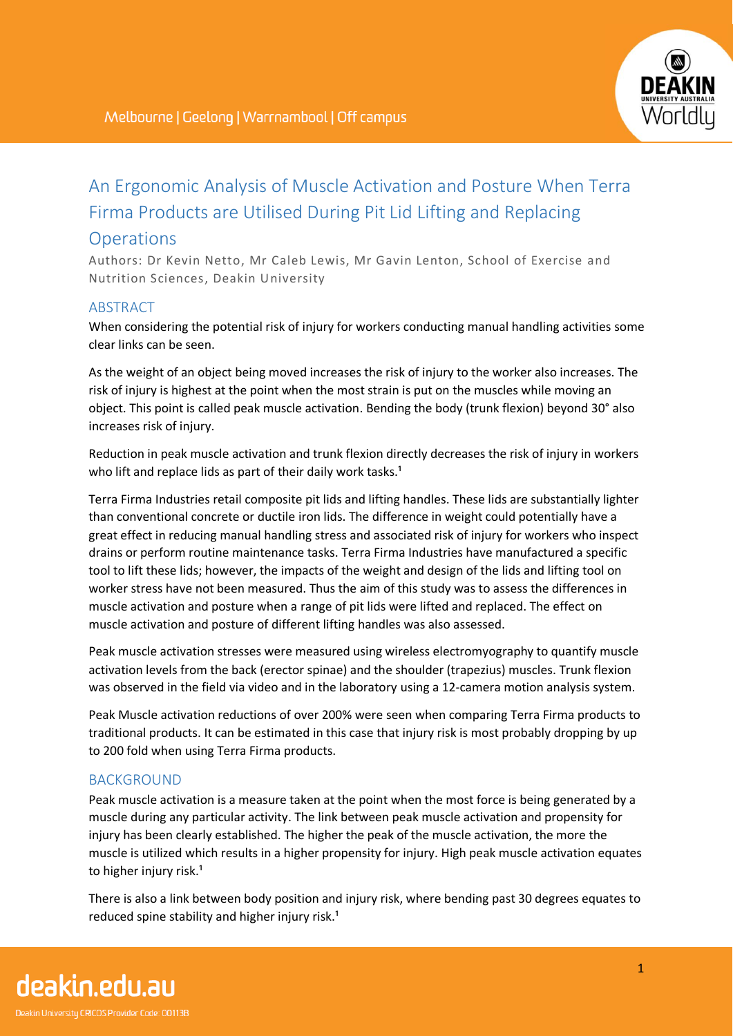# An Ergonomic Analysis of Muscle Activation and Posture When Terra Firma Products are Utilised During Pit Lid Lifting and Replacing Operations

Authors: Dr Kevin Netto, Mr Caleb Lewis, Mr Gavin Lenton, School of Exercise and Nutrition Sciences, Deakin University

## ABSTRACT

When considering the potential risk of injury for workers conducting manual handling activities some clear links can be seen.

As the weight of an object being moved increases the risk of injury to the worker also increases. The risk of injury is highest at the point when the most strain is put on the muscles while moving an object. This point is called peak muscle activation. Bending the body (trunk flexion) beyond 30° also increases risk of injury.

Reduction in peak muscle activation and trunk flexion directly decreases the risk of injury in workers who lift and replace lids as part of their daily work tasks.[1]

Terra Firma Industries retail composite pit lids and lifting handles. These lids are substantially lighter than conventional concrete or ductile iron lids. The difference in weight could potentially have a great effect in reducing manual handling stress and associated risk of injury for workers who inspect drains or perform routine maintenance tasks. Terra Firma Industries have manufactured a specific tool to lift these lids; however, the impacts of the weight and design of the lids and lifting tool on worker stress have not been measured. Thus the aim of this study was to assess the differences in muscle activation and posture when a range of pit lids were lifted and replaced. The effect on muscle activation and posture of different lifting handles was also assessed.

Peak muscle activation stresses were measured using wireless electromyography to quantify muscle activation levels from the back (erector spinae) and the shoulder (trapezius) muscles. Trunk flexion was observed in the field via video and in the laboratory using a 12-camera motion analysis system.

Peak Muscle activation reductions of over 200% were seen when comparing Terra Firma products to traditional products. It can be estimated in this case that injury risk is most probably dropping by up to 200 fold when using Terra Firma products.

## BACKGROUND

Peak muscle activation is a measure taken at the point when the most force is being generated by a muscle during any particular activity. The link between peak muscle activation and propensity for injury has been clearly established. The higher the peak of the muscle activation, the more the muscle is utilized which results in a higher propensity for injury. High peak muscle activation equates to higher injury risk.[1]

There is also a link between body position and injury risk, where bending past 30 degrees equates to reduced spine stability and higher injury risk.[1]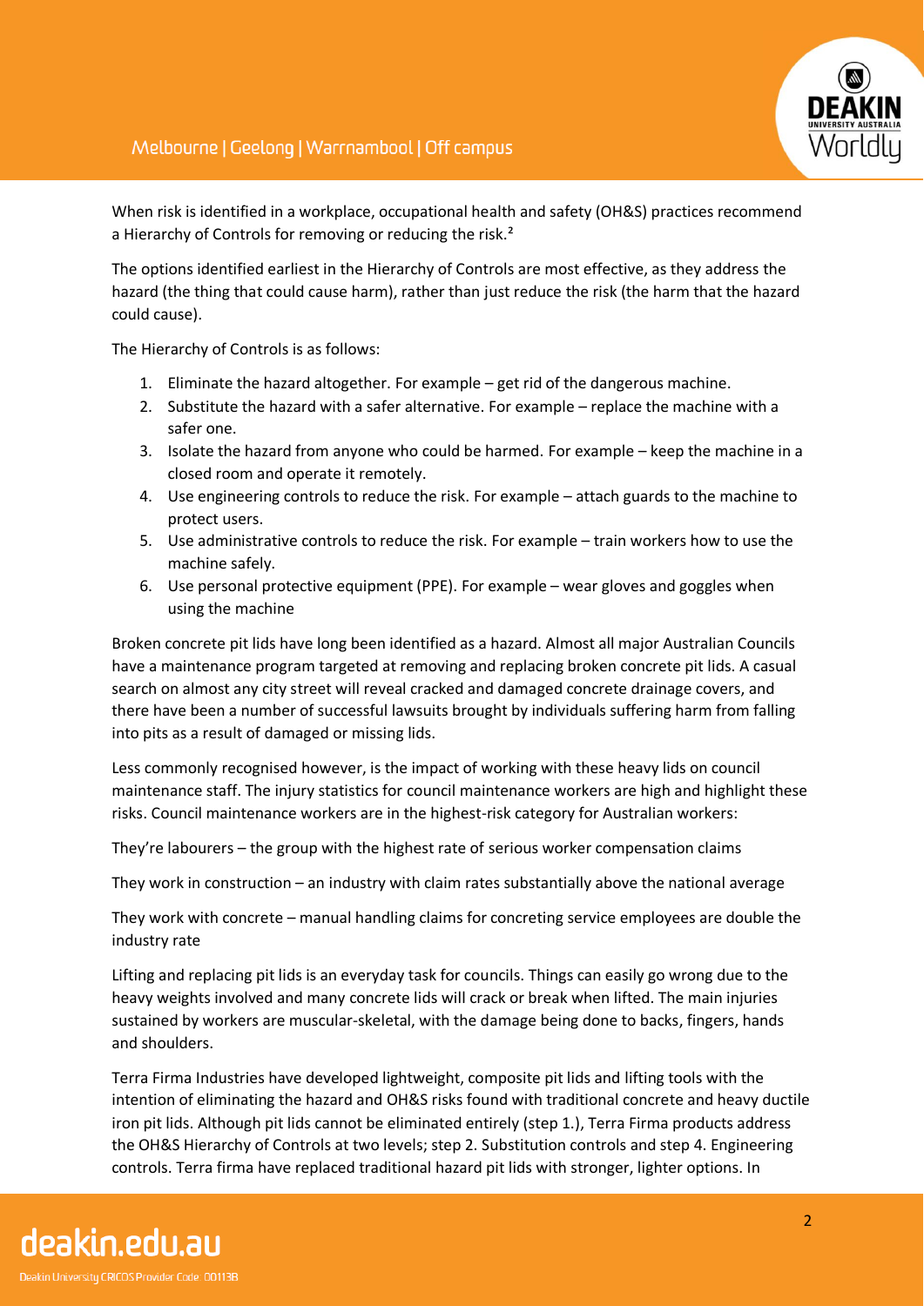When risk is identified in a workplace, occupational health and safety (OH&S) practices recommend a Hierarchy of Controls for removing or reducing the risk.[2]

The options identified earliest in the Hierarchy of Controls are most effective, as they address the hazard (the thing that could cause harm), rather than just reduce the risk (the harm that the hazard could cause).

The Hierarchy of Controls is as follows:

1. Eliminate the hazard altogether. For example – get rid of the dangerous machine.
2. Substitute the hazard with a safer alternative. For example – replace the machine with a safer one.
3. Isolate the hazard from anyone who could be harmed. For example – keep the machine in a closed room and operate it remotely.
4. Use engineering controls to reduce the risk. For example – attach guards to the machine to protect users.
5. Use administrative controls to reduce the risk. For example – train workers how to use the machine safely.
6. Use personal protective equipment (PPE). For example – wear gloves and goggles when using the machine

Broken concrete pit lids have long been identified as a hazard. Almost all major Australian Councils have a maintenance program targeted at removing and replacing broken concrete pit lids. A casual search on almost any city street will reveal cracked and damaged concrete drainage covers, and there have been a number of successful lawsuits brought by individuals suffering harm from falling into pits as a result of damaged or missing lids.

Less commonly recognised however, is the impact of working with these heavy lids on council maintenance staff. The injury statistics for council maintenance workers are high and highlight these risks. Council maintenance workers are in the highest-risk category for Australian workers:

They're labourers – the group with the highest rate of serious worker compensation claims

They work in construction – an industry with claim rates substantially above the national average

They work with concrete – manual handling claims for concreting service employees are double the industry rate

Lifting and replacing pit lids is an everyday task for councils. Things can easily go wrong due to the heavy weights involved and many concrete lids will crack or break when lifted. The main injuries sustained by workers are muscular-skeletal, with the damage being done to backs, fingers, hands and shoulders.

Terra Firma Industries have developed lightweight, composite pit lids and lifting tools with the intention of eliminating the hazard and OH&S risks found with traditional concrete and heavy ductile iron pit lids. Although pit lids cannot be eliminated entirely (step 1.), Terra Firma products address the OH&S Hierarchy of Controls at two levels; step 2. Substitution controls and step 4. Engineering controls. Terra firma have replaced traditional hazard pit lids with stronger, lighter options. In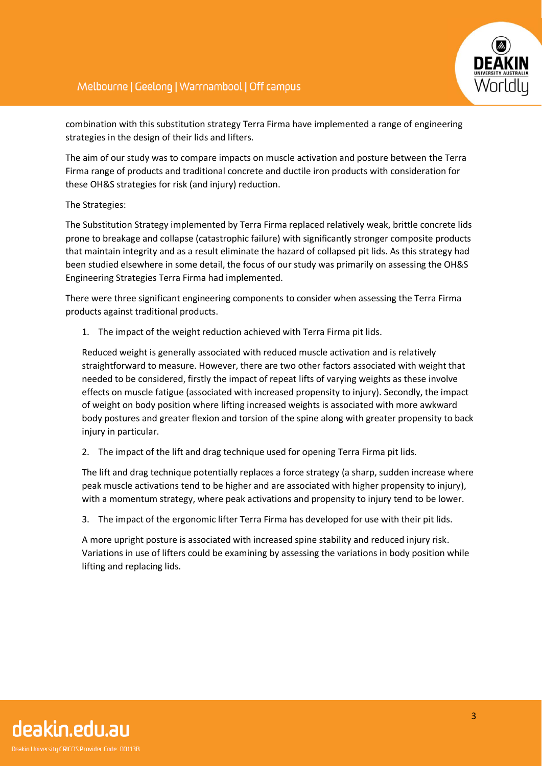combination with this substitution strategy Terra Firma have implemented a range of engineering strategies in the design of their lids and lifters.

The aim of our study was to compare impacts on muscle activation and posture between the Terra Firma range of products and traditional concrete and ductile iron products with consideration for these OH&S strategies for risk (and injury) reduction.

The Strategies:

The Substitution Strategy implemented by Terra Firma replaced relatively weak, brittle concrete lids prone to breakage and collapse (catastrophic failure) with significantly stronger composite products that maintain integrity and as a result eliminate the hazard of collapsed pit lids. As this strategy had been studied elsewhere in some detail, the focus of our study was primarily on assessing the OH&S Engineering Strategies Terra Firma had implemented.

There were three significant engineering components to consider when assessing the Terra Firma products against traditional products.

1. The impact of the weight reduction achieved with Terra Firma pit lids.

   Reduced weight is generally associated with reduced muscle activation and is relatively straightforward to measure. However, there are two other factors associated with weight that needed to be considered, firstly the impact of repeat lifts of varying weights as these involve effects on muscle fatigue (associated with increased propensity to injury). Secondly, the impact of weight on body position where lifting increased weights is associated with more awkward body postures and greater flexion and torsion of the spine along with greater propensity to back injury in particular.

2. The impact of the lift and drag technique used for opening Terra Firma pit lids.

   The lift and drag technique potentially replaces a force strategy (a sharp, sudden increase where peak muscle activations tend to be higher and are associated with higher propensity to injury), with a momentum strategy, where peak activations and propensity to injury tend to be lower.

3. The impact of the ergonomic lifter Terra Firma has developed for use with their pit lids.

   A more upright posture is associated with increased spine stability and reduced injury risk. Variations in use of lifters could be examining by assessing the variations in body position while lifting and replacing lids.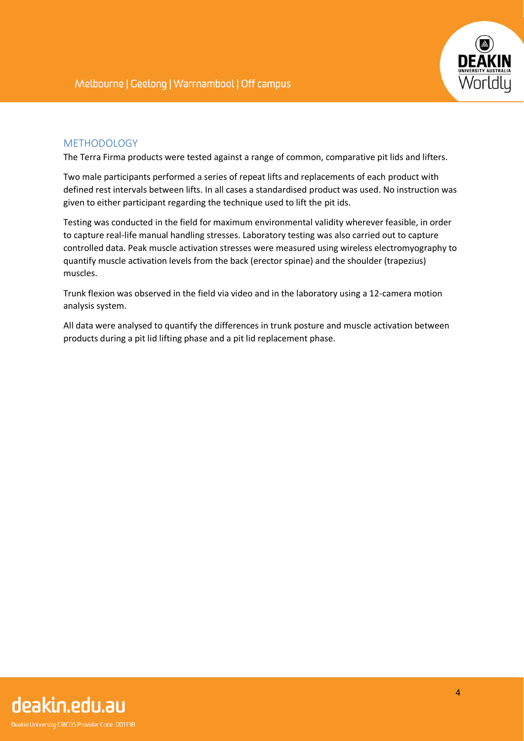## METHODOLOGY

The Terra Firma products were tested against a range of common, comparative pit lids and lifters.

Two male participants performed a series of repeat lifts and replacements of each product with defined rest intervals between lifts. In all cases a standardised product was used. No instruction was given to either participant regarding the technique used to lift the pit ids.

Testing was conducted in the field for maximum environmental validity wherever feasible, in order to capture real-life manual handling stresses. Laboratory testing was also carried out to capture controlled data. Peak muscle activation stresses were measured using wireless electromyography to quantify muscle activation levels from the back (erector spinae) and the shoulder (trapezius) muscles.

Trunk flexion was observed in the field via video and in the laboratory using a 12-camera motion analysis system.

All data were analysed to quantify the differences in trunk posture and muscle activation between products during a pit lid lifting phase and a pit lid replacement phase.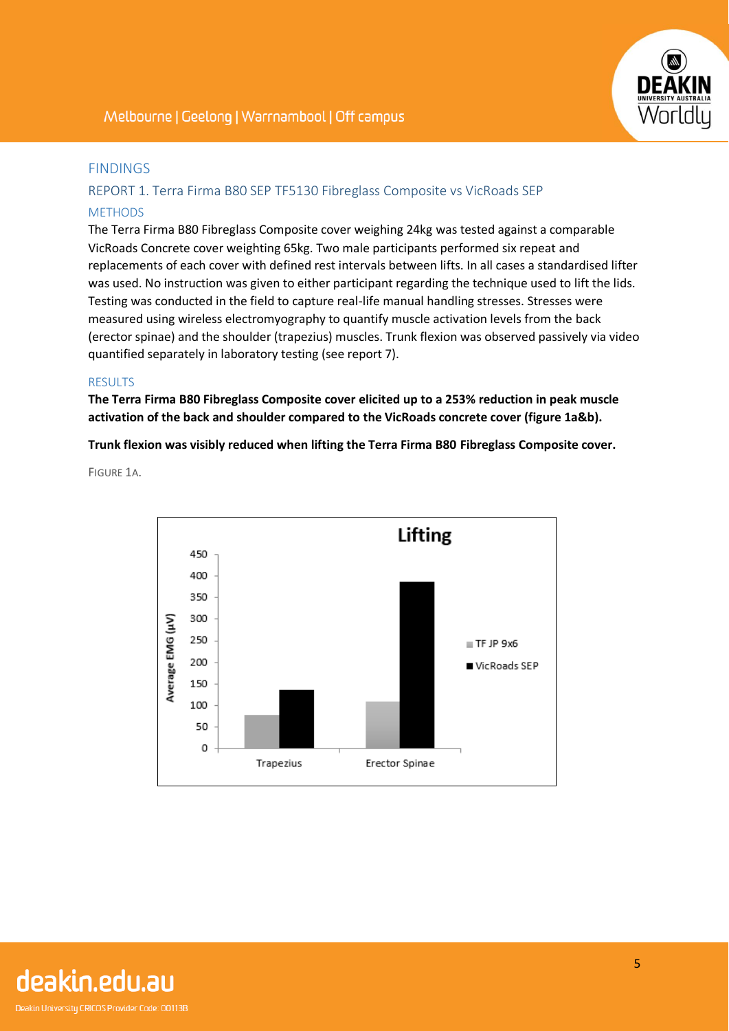## FINDINGS

### REPORT 1. Terra Firma B80 SEP TF5130 Fibreglass Composite vs VicRoads SEP

#### METHODS

The Terra Firma B80 Fibreglass Composite cover weighing 24kg was tested against a comparable VicRoads Concrete cover weighting 65kg. Two male participants performed six repeat and replacements of each cover with defined rest intervals between lifts. In all cases a standardised lifter was used. No instruction was given to either participant regarding the technique used to lift the lids. Testing was conducted in the field to capture real-life manual handling stresses. Stresses were measured using wireless electromyography to quantify muscle activation levels from the back (erector spinae) and the shoulder (trapezius) muscles. Trunk flexion was observed passively via video quantified separately in laboratory testing (see report 7).

#### RESULTS

**The Terra Firma B80 Fibreglass Composite cover elicited up to a 253% reduction in peak muscle activation of the back and shoulder compared to the VicRoads concrete cover (figure 1a&b).**

**Trunk flexion was visibly reduced when lifting the Terra Firma B80 Fibreglass Composite cover.**

FIGURE 1A.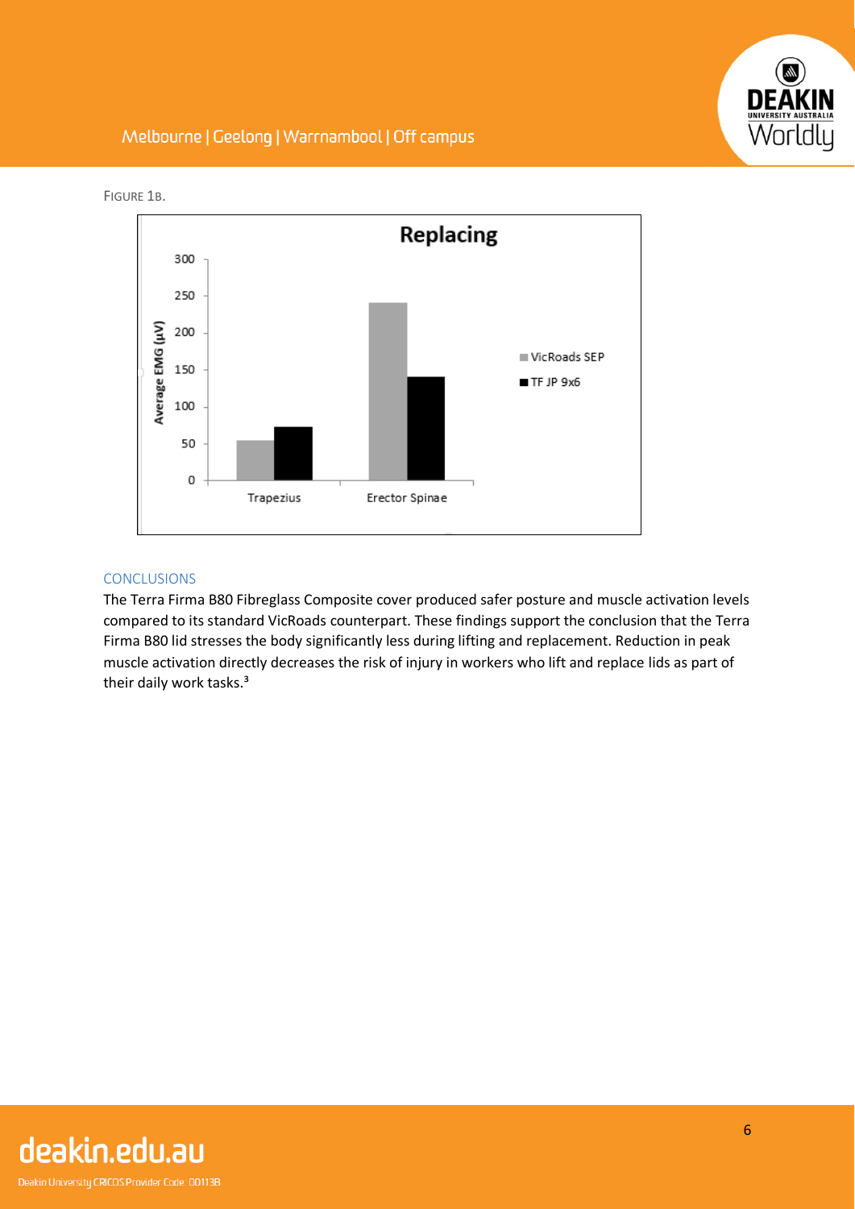FIGURE 1B.

**Replacing**

| | VicRoads SEP | TF JP 9x6 |
|---|---|---|
| Trapezius | ~55 | ~73 |
| Erector Spinae | ~241 | ~141 |

Average EMG (µV)

## CONCLUSIONS

The Terra Firma B80 Fibreglass Composite cover produced safer posture and muscle activation levels compared to its standard VicRoads counterpart. These findings support the conclusion that the Terra Firma B80 lid stresses the body significantly less during lifting and replacement. Reduction in peak muscle activation directly decreases the risk of injury in workers who lift and replace lids as part of their daily work tasks.[3]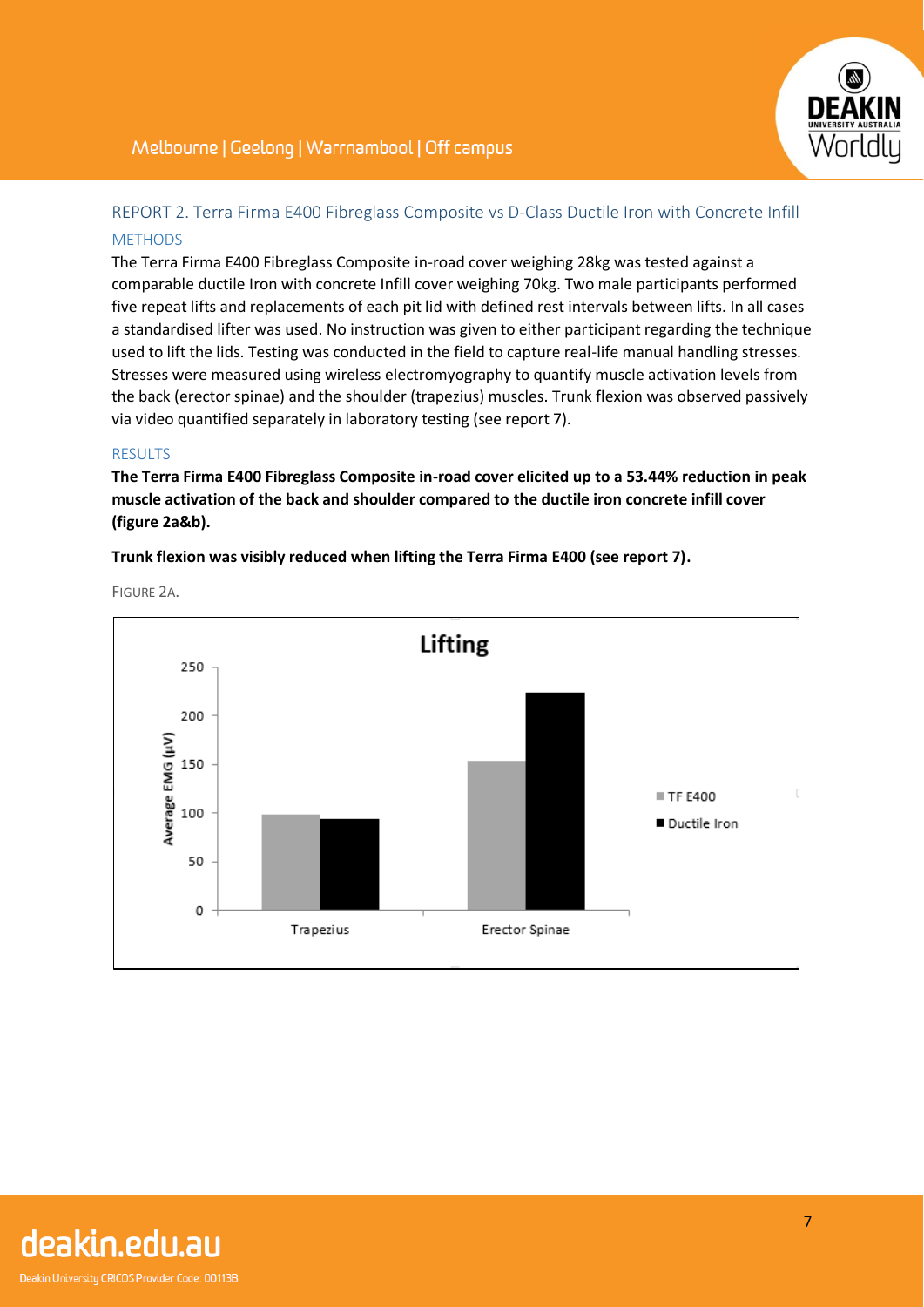## REPORT 2. Terra Firma E400 Fibreglass Composite vs D-Class Ductile Iron with Concrete Infill

### METHODS

The Terra Firma E400 Fibreglass Composite in-road cover weighing 28kg was tested against a comparable ductile Iron with concrete Infill cover weighing 70kg. Two male participants performed five repeat lifts and replacements of each pit lid with defined rest intervals between lifts. In all cases a standardised lifter was used. No instruction was given to either participant regarding the technique used to lift the lids. Testing was conducted in the field to capture real-life manual handling stresses. Stresses were measured using wireless electromyography to quantify muscle activation levels from the back (erector spinae) and the shoulder (trapezius) muscles. Trunk flexion was observed passively via video quantified separately in laboratory testing (see report 7).

### RESULTS

**The Terra Firma E400 Fibreglass Composite in-road cover elicited up to a 53.44% reduction in peak muscle activation of the back and shoulder compared to the ductile iron concrete infill cover (figure 2a&b).**

**Trunk flexion was visibly reduced when lifting the Terra Firma E400 (see report 7).**

FIGURE 2A.

**Lifting**

| Muscle | TF E400 Average EMG (µV) | Ductile Iron Average EMG (µV) |
|---|---|---|
| Trapezius | ~99 | ~94 |
| Erector Spinae | ~153 | ~223 |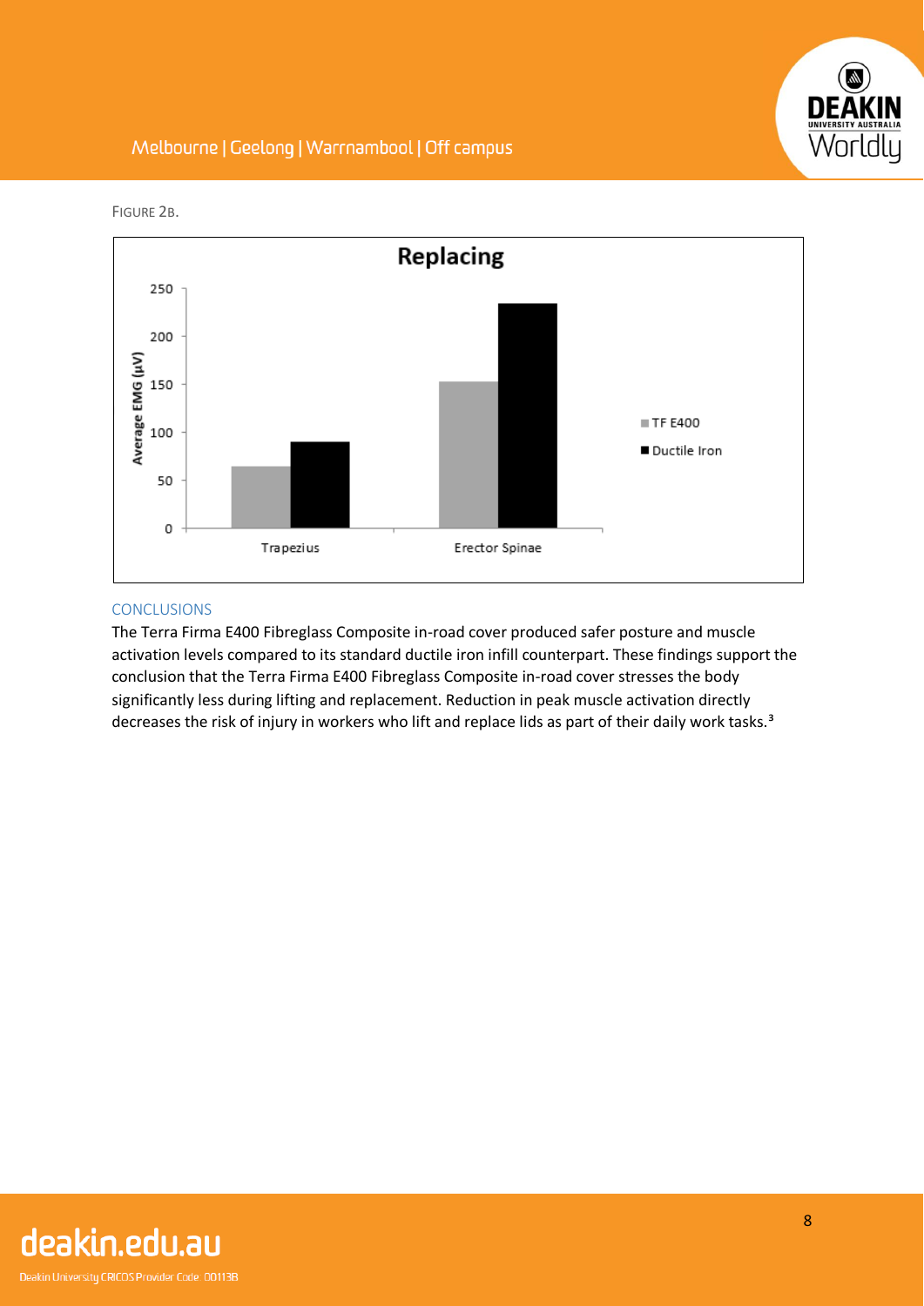FIGURE 2B.

**Replacing**

| Muscle | TF E400 | Ductile Iron |
|---|---|---|
| Trapezius | ~64 | ~90 |
| Erector Spinae | ~152 | ~234 |

*Average EMG (μV)*

## CONCLUSIONS

The Terra Firma E400 Fibreglass Composite in-road cover produced safer posture and muscle activation levels compared to its standard ductile iron infill counterpart. These findings support the conclusion that the Terra Firma E400 Fibreglass Composite in-road cover stresses the body significantly less during lifting and replacement. Reduction in peak muscle activation directly decreases the risk of injury in workers who lift and replace lids as part of their daily work tasks.[3]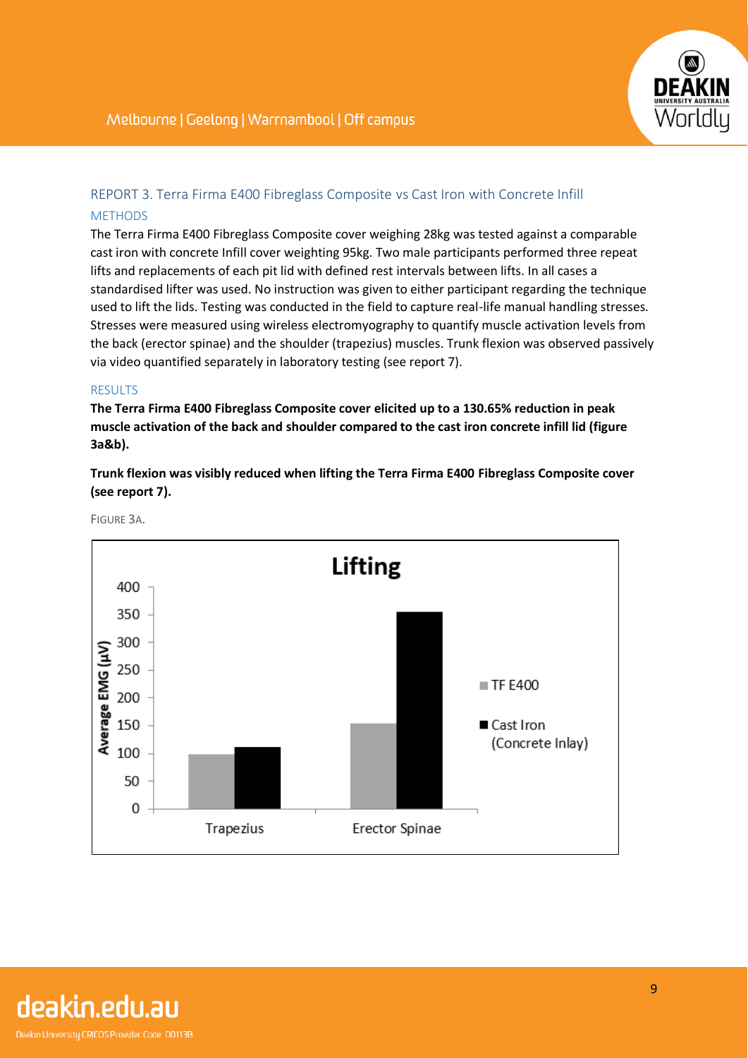## REPORT 3. Terra Firma E400 Fibreglass Composite vs Cast Iron with Concrete Infill

### METHODS

The Terra Firma E400 Fibreglass Composite cover weighing 28kg was tested against a comparable cast iron with concrete Infill cover weighting 95kg. Two male participants performed three repeat lifts and replacements of each pit lid with defined rest intervals between lifts. In all cases a standardised lifter was used. No instruction was given to either participant regarding the technique used to lift the lids. Testing was conducted in the field to capture real-life manual handling stresses. Stresses were measured using wireless electromyography to quantify muscle activation levels from the back (erector spinae) and the shoulder (trapezius) muscles. Trunk flexion was observed passively via video quantified separately in laboratory testing (see report 7).

### RESULTS

**The Terra Firma E400 Fibreglass Composite cover elicited up to a 130.65% reduction in peak muscle activation of the back and shoulder compared to the cast iron concrete infill lid (figure 3a&b).**

**Trunk flexion was visibly reduced when lifting the Terra Firma E400 Fibreglass Composite cover (see report 7).**

FIGURE 3A.

**Lifting**

| Muscle | TF E400 | Cast Iron (Concrete Inlay) |
|---|---|---|
| Trapezius | ~98 | ~111 |
| Erector Spinae | ~153 | ~355 |

Average EMG (µV)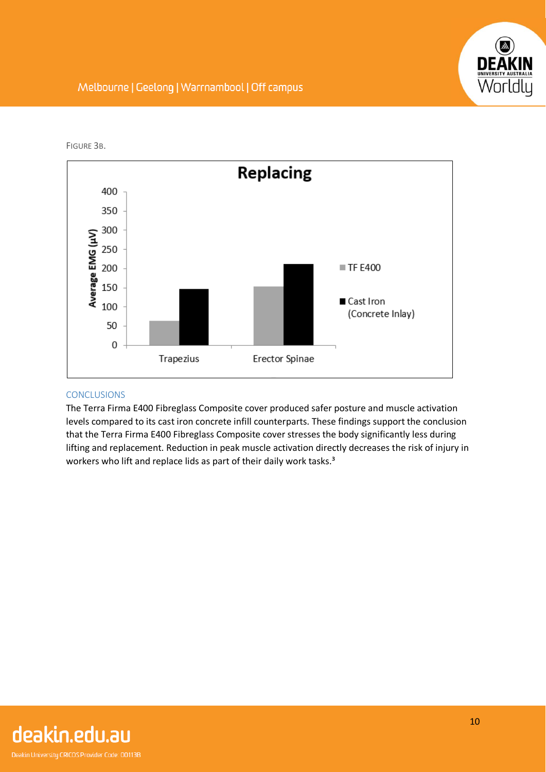FIGURE 3B.

**Replacing**

| | TF E400 | Cast Iron (Concrete Inlay) |
|---|---|---|
| Trapezius | ~62 | ~147 |
| Erector Spinae | ~153 | ~211 |

Average EMG (µV)

## CONCLUSIONS

The Terra Firma E400 Fibreglass Composite cover produced safer posture and muscle activation levels compared to its cast iron concrete infill counterparts. These findings support the conclusion that the Terra Firma E400 Fibreglass Composite cover stresses the body significantly less during lifting and replacement. Reduction in peak muscle activation directly decreases the risk of injury in workers who lift and replace lids as part of their daily work tasks.[3]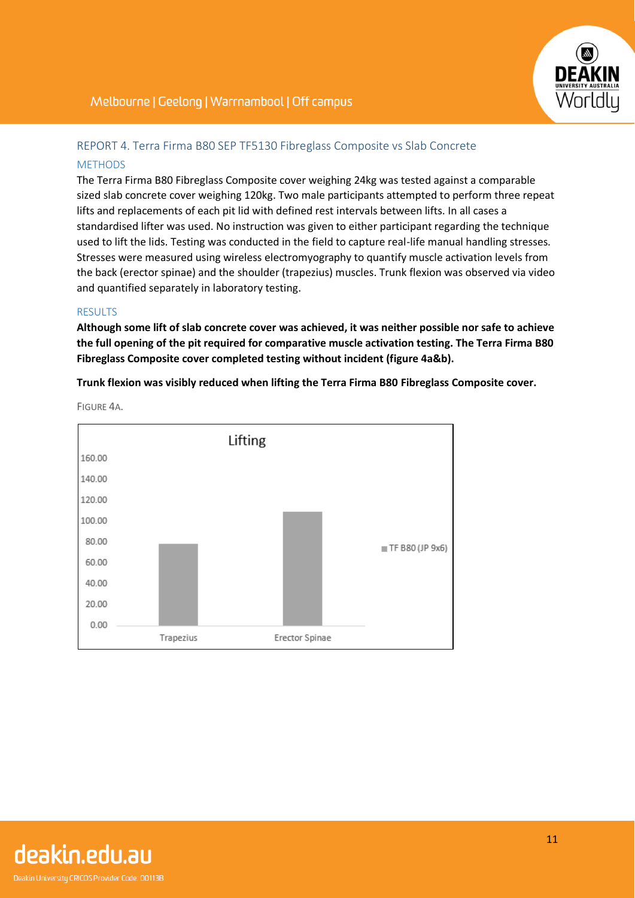## REPORT 4. Terra Firma B80 SEP TF5130 Fibreglass Composite vs Slab Concrete

### METHODS

The Terra Firma B80 Fibreglass Composite cover weighing 24kg was tested against a comparable sized slab concrete cover weighing 120kg. Two male participants attempted to perform three repeat lifts and replacements of each pit lid with defined rest intervals between lifts. In all cases a standardised lifter was used. No instruction was given to either participant regarding the technique used to lift the lids. Testing was conducted in the field to capture real-life manual handling stresses. Stresses were measured using wireless electromyography to quantify muscle activation levels from the back (erector spinae) and the shoulder (trapezius) muscles. Trunk flexion was observed via video and quantified separately in laboratory testing.

### RESULTS

**Although some lift of slab concrete cover was achieved, it was neither possible nor safe to achieve the full opening of the pit required for comparative muscle activation testing. The Terra Firma B80 Fibreglass Composite cover completed testing without incident (figure 4a&b).**

**Trunk flexion was visibly reduced when lifting the Terra Firma B80 Fibreglass Composite cover.**

FIGURE 4A.

Lifting

| | TF B80 (JP 9x6) |
|---|---|
| Trapezius | ~78 |
| Erector Spinae | ~109 |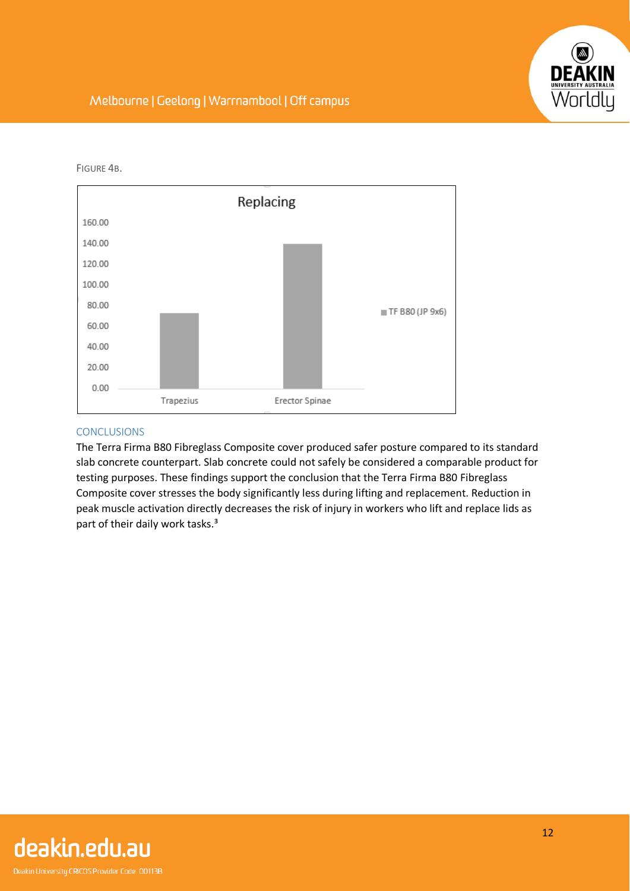FIGURE 4B.

Replacing

| | TF B80 (JP 9x6) |
|---|---|
| Trapezius | ~73 |
| Erector Spinae | ~140 |

## CONCLUSIONS

The Terra Firma B80 Fibreglass Composite cover produced safer posture compared to its standard slab concrete counterpart. Slab concrete could not safely be considered a comparable product for testing purposes. These findings support the conclusion that the Terra Firma B80 Fibreglass Composite cover stresses the body significantly less during lifting and replacement. Reduction in peak muscle activation directly decreases the risk of injury in workers who lift and replace lids as part of their daily work tasks.[3]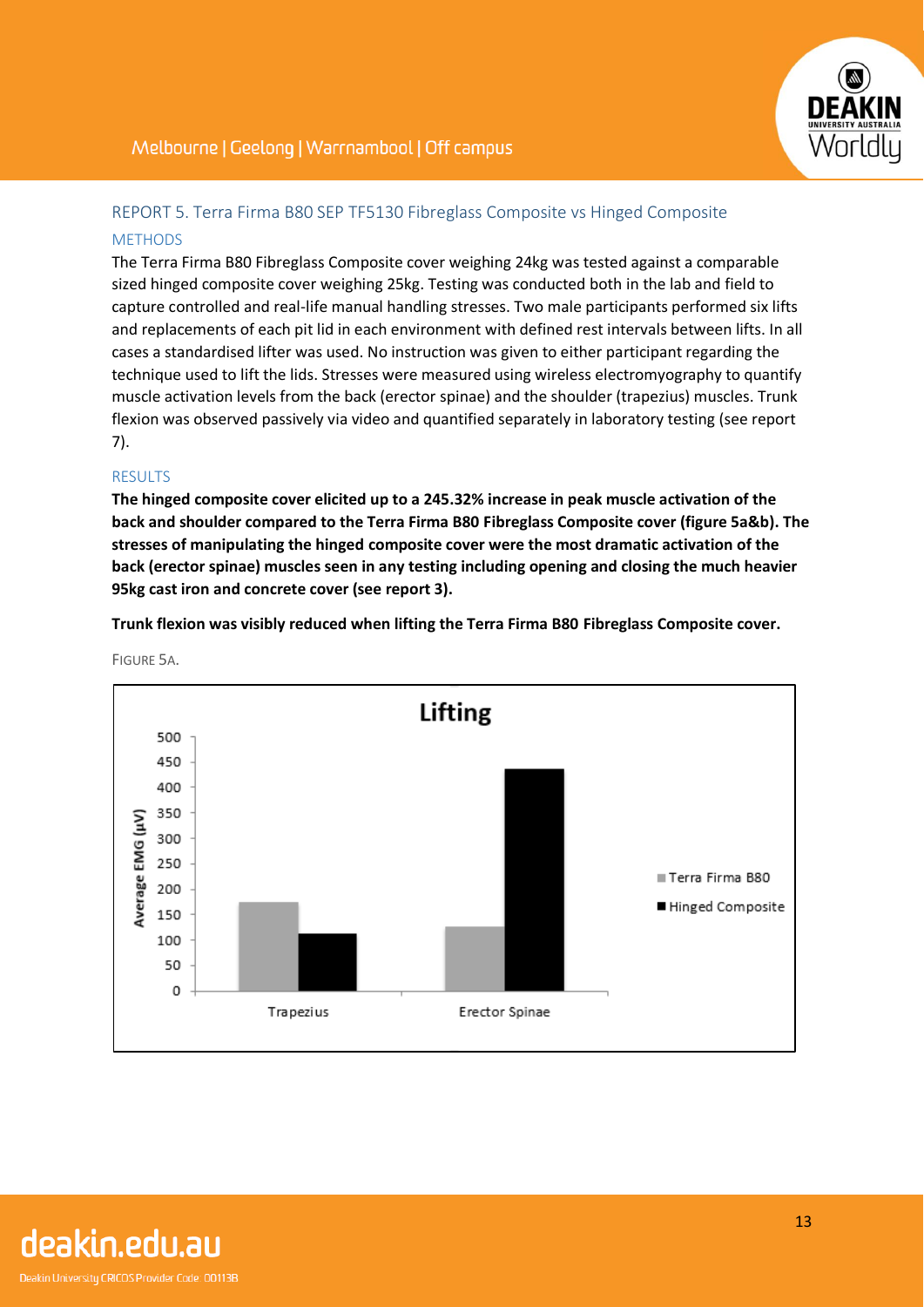## REPORT 5. Terra Firma B80 SEP TF5130 Fibreglass Composite vs Hinged Composite

### METHODS

The Terra Firma B80 Fibreglass Composite cover weighing 24kg was tested against a comparable sized hinged composite cover weighing 25kg. Testing was conducted both in the lab and field to capture controlled and real-life manual handling stresses. Two male participants performed six lifts and replacements of each pit lid in each environment with defined rest intervals between lifts. In all cases a standardised lifter was used. No instruction was given to either participant regarding the technique used to lift the lids. Stresses were measured using wireless electromyography to quantify muscle activation levels from the back (erector spinae) and the shoulder (trapezius) muscles. Trunk flexion was observed passively via video and quantified separately in laboratory testing (see report 7).

### RESULTS

**The hinged composite cover elicited up to a 245.32% increase in peak muscle activation of the back and shoulder compared to the Terra Firma B80 Fibreglass Composite cover (figure 5a&b). The stresses of manipulating the hinged composite cover were the most dramatic activation of the back (erector spinae) muscles seen in any testing including opening and closing the much heavier 95kg cast iron and concrete cover (see report 3).**

**Trunk flexion was visibly reduced when lifting the Terra Firma B80 Fibreglass Composite cover.**

FIGURE 5A.

**Lifting**

Average EMG (µV)

| | Terra Firma B80 | Hinged Composite |
|---|---|---|
| Trapezius | ~175 | ~113 |
| Erector Spinae | ~127 | ~437 |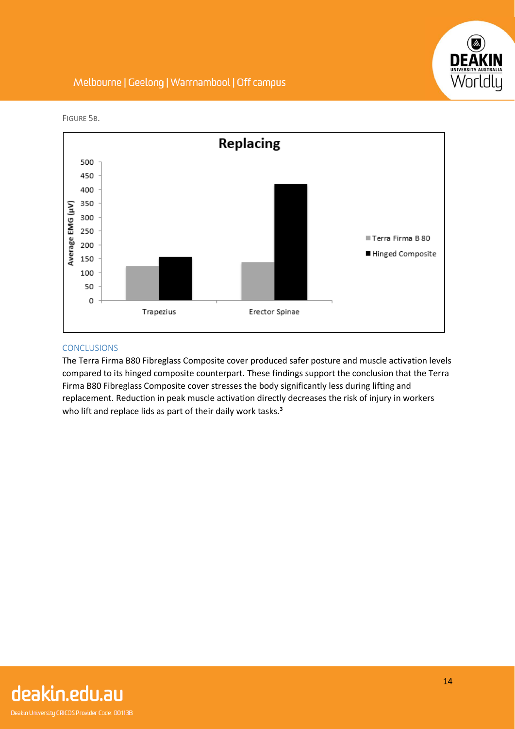FIGURE 5B.

**Replacing**

| | Trapezius | Erector Spinae |
|---|---|---|
| Terra Firma B 80 | ~125 | ~138 |
| Hinged Composite | ~157 | ~420 |

Average EMG (µV)

## CONCLUSIONS

The Terra Firma B80 Fibreglass Composite cover produced safer posture and muscle activation levels compared to its hinged composite counterpart. These findings support the conclusion that the Terra Firma B80 Fibreglass Composite cover stresses the body significantly less during lifting and replacement. Reduction in peak muscle activation directly decreases the risk of injury in workers who lift and replace lids as part of their daily work tasks.[3]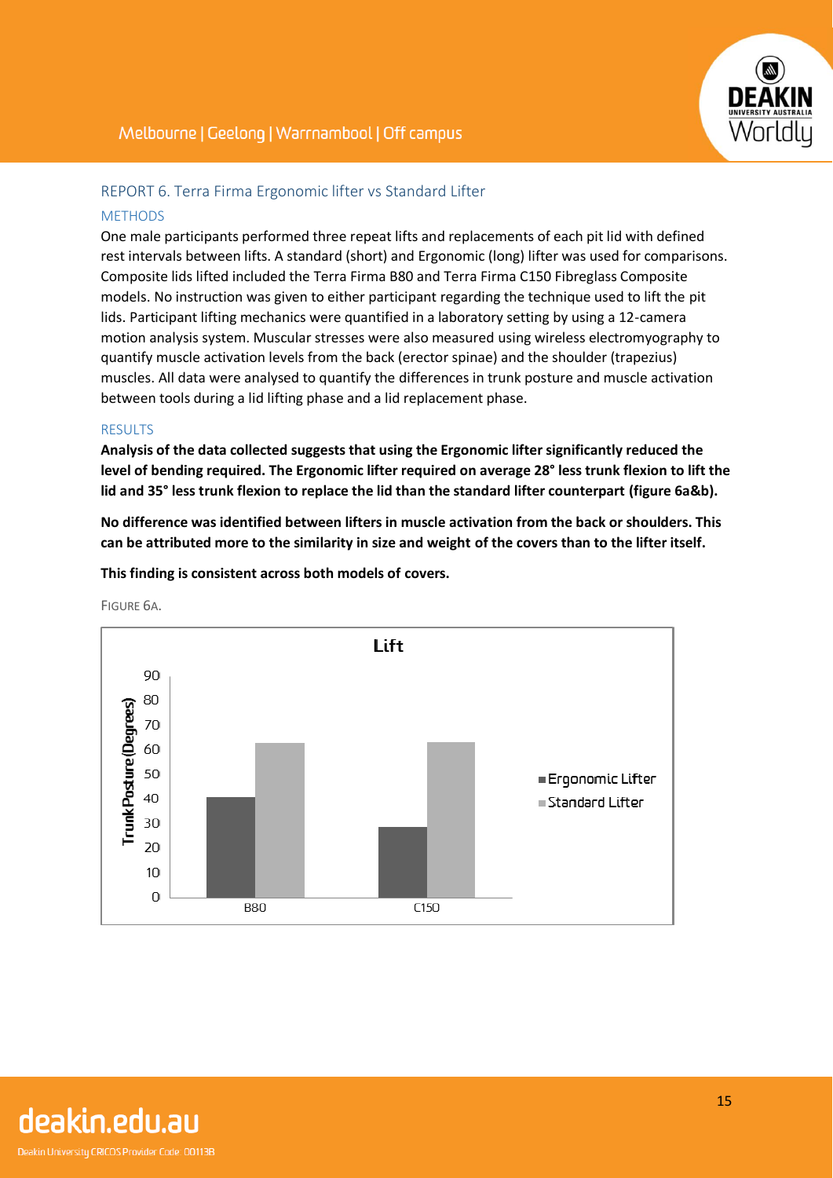## REPORT 6. Terra Firma Ergonomic lifter vs Standard Lifter

### METHODS

One male participants performed three repeat lifts and replacements of each pit lid with defined rest intervals between lifts. A standard (short) and Ergonomic (long) lifter was used for comparisons. Composite lids lifted included the Terra Firma B80 and Terra Firma C150 Fibreglass Composite models. No instruction was given to either participant regarding the technique used to lift the pit lids. Participant lifting mechanics were quantified in a laboratory setting by using a 12-camera motion analysis system. Muscular stresses were also measured using wireless electromyography to quantify muscle activation levels from the back (erector spinae) and the shoulder (trapezius) muscles. All data were analysed to quantify the differences in trunk posture and muscle activation between tools during a lid lifting phase and a lid replacement phase.

### RESULTS

**Analysis of the data collected suggests that using the Ergonomic lifter significantly reduced the level of bending required. The Ergonomic lifter required on average 28° less trunk flexion to lift the lid and 35° less trunk flexion to replace the lid than the standard lifter counterpart (figure 6a&b).**

**No difference was identified between lifters in muscle activation from the back or shoulders. This can be attributed more to the similarity in size and weight of the covers than to the lifter itself.**

**This finding is consistent across both models of covers.**

FIGURE 6A.

**Lift**

Trunk Posture (Degrees)

| | Ergonomic Lifter | Standard Lifter |
|---|---|---|
| B80 | ~41 | ~63 |
| C150 | ~29 | ~63 |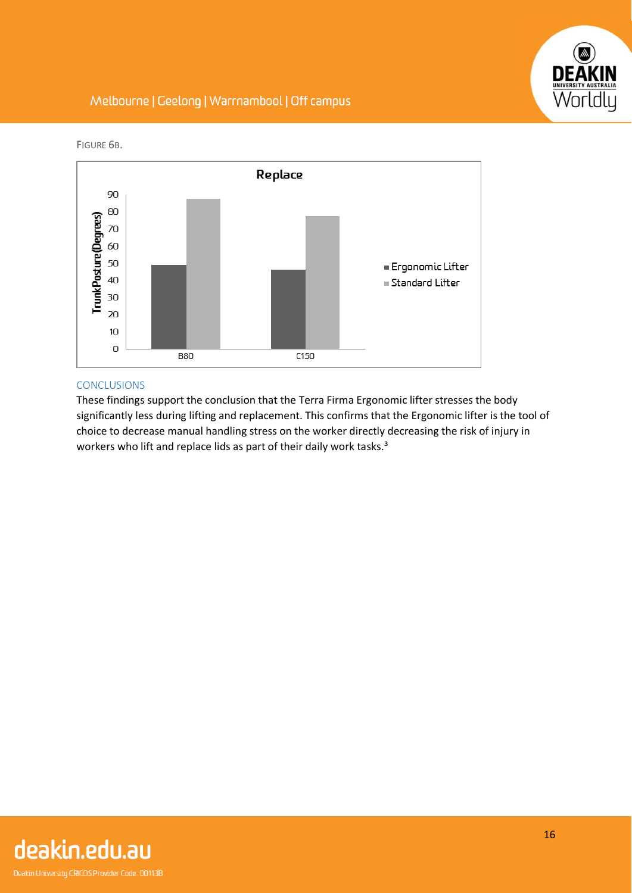FIGURE 6B.

CONCLUSIONS

These findings support the conclusion that the Terra Firma Ergonomic lifter stresses the body significantly less during lifting and replacement. This confirms that the Ergonomic lifter is the tool of choice to decrease manual handling stress on the worker directly decreasing the risk of injury in workers who lift and replace lids as part of their daily work tasks.[3]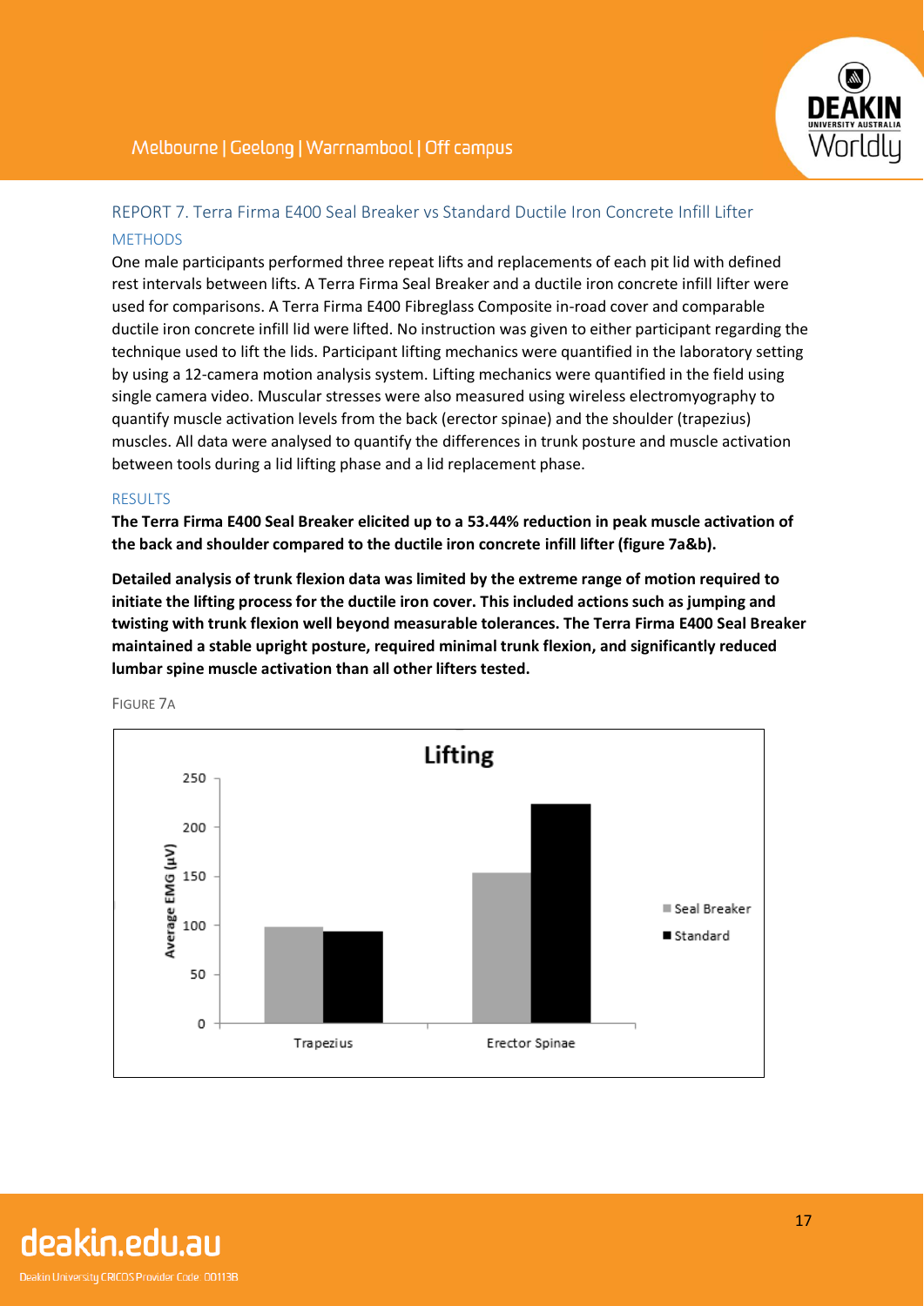## REPORT 7. Terra Firma E400 Seal Breaker vs Standard Ductile Iron Concrete Infill Lifter

### METHODS

One male participants performed three repeat lifts and replacements of each pit lid with defined rest intervals between lifts. A Terra Firma Seal Breaker and a ductile iron concrete infill lifter were used for comparisons. A Terra Firma E400 Fibreglass Composite in-road cover and comparable ductile iron concrete infill lid were lifted. No instruction was given to either participant regarding the technique used to lift the lids. Participant lifting mechanics were quantified in the laboratory setting by using a 12-camera motion analysis system. Lifting mechanics were quantified in the field using single camera video. Muscular stresses were also measured using wireless electromyography to quantify muscle activation levels from the back (erector spinae) and the shoulder (trapezius) muscles. All data were analysed to quantify the differences in trunk posture and muscle activation between tools during a lid lifting phase and a lid replacement phase.

### RESULTS

**The Terra Firma E400 Seal Breaker elicited up to a 53.44% reduction in peak muscle activation of the back and shoulder compared to the ductile iron concrete infill lifter (figure 7a&b).**

**Detailed analysis of trunk flexion data was limited by the extreme range of motion required to initiate the lifting process for the ductile iron cover. This included actions such as jumping and twisting with trunk flexion well beyond measurable tolerances. The Terra Firma E400 Seal Breaker maintained a stable upright posture, required minimal trunk flexion, and significantly reduced lumbar spine muscle activation than all other lifters tested.**

FIGURE 7A

Lifting

Average EMG (µV)

Trapezius | Erector Spinae

Seal Breaker | Standard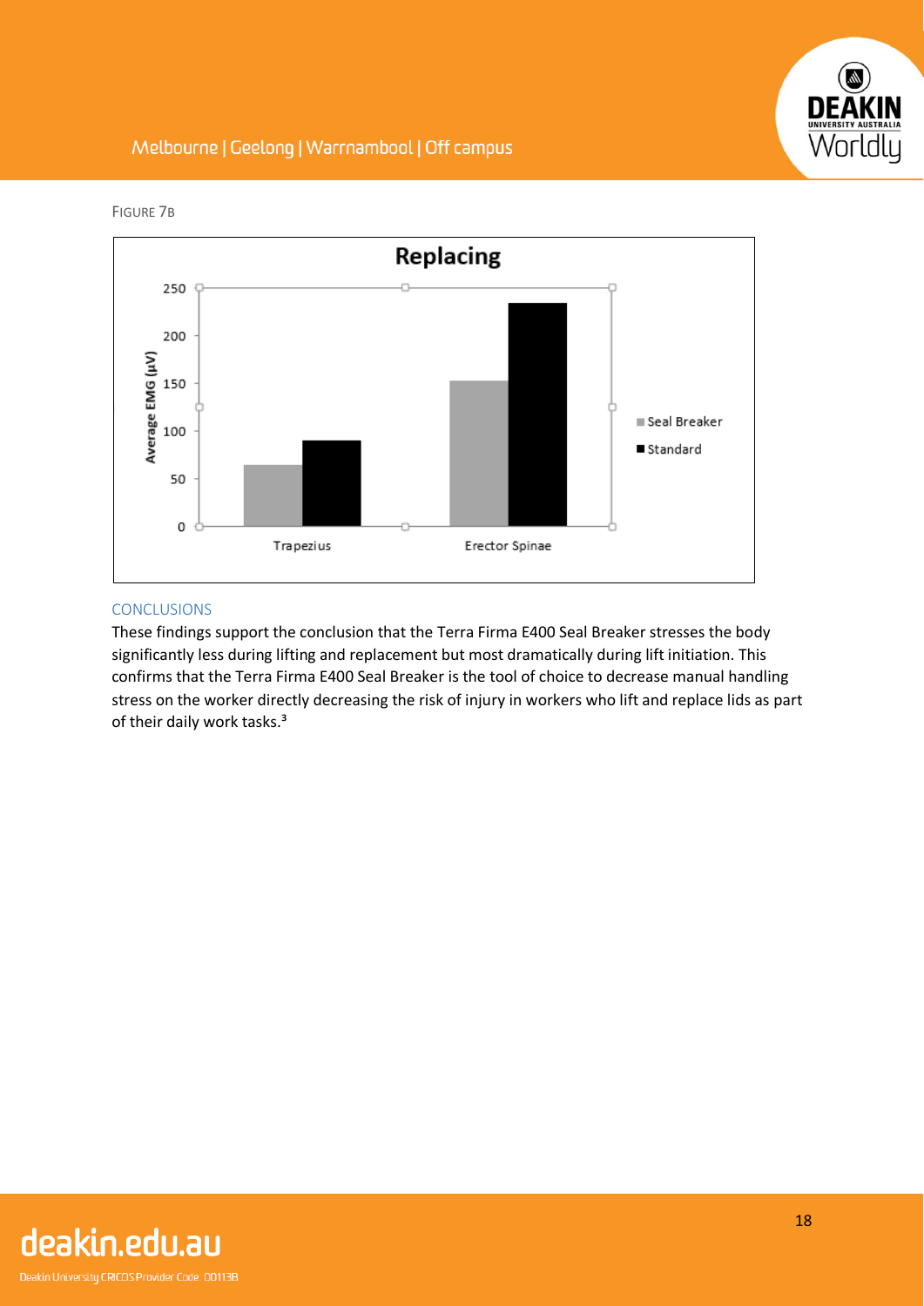FIGURE 7B

## CONCLUSIONS

These findings support the conclusion that the Terra Firma E400 Seal Breaker stresses the body significantly less during lifting and replacement but most dramatically during lift initiation. This confirms that the Terra Firma E400 Seal Breaker is the tool of choice to decrease manual handling stress on the worker directly decreasing the risk of injury in workers who lift and replace lids as part of their daily work tasks.[3]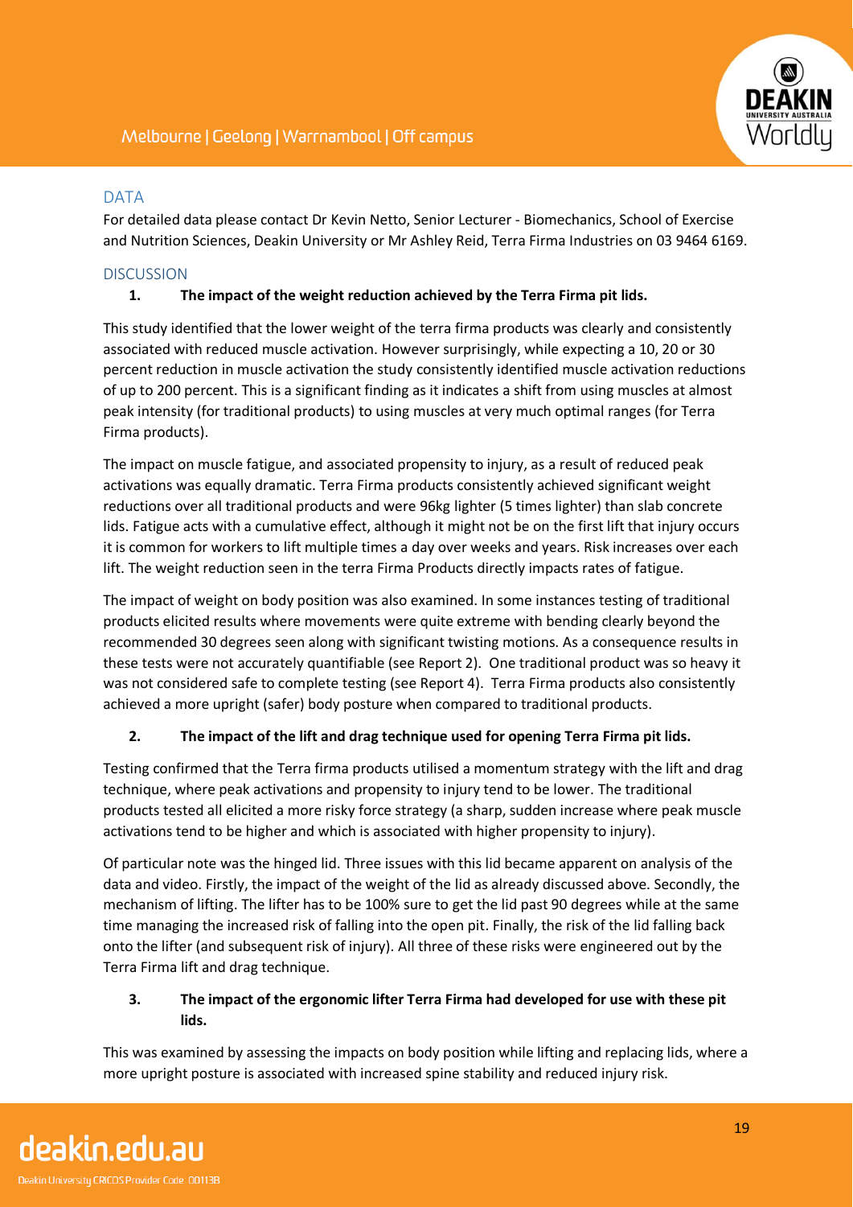## DATA

For detailed data please contact Dr Kevin Netto, Senior Lecturer - Biomechanics, School of Exercise and Nutrition Sciences, Deakin University or Mr Ashley Reid, Terra Firma Industries on 03 9464 6169.

## DISCUSSION

**1. The impact of the weight reduction achieved by the Terra Firma pit lids.**

This study identified that the lower weight of the terra firma products was clearly and consistently associated with reduced muscle activation. However surprisingly, while expecting a 10, 20 or 30 percent reduction in muscle activation the study consistently identified muscle activation reductions of up to 200 percent. This is a significant finding as it indicates a shift from using muscles at almost peak intensity (for traditional products) to using muscles at very much optimal ranges (for Terra Firma products).

The impact on muscle fatigue, and associated propensity to injury, as a result of reduced peak activations was equally dramatic. Terra Firma products consistently achieved significant weight reductions over all traditional products and were 96kg lighter (5 times lighter) than slab concrete lids. Fatigue acts with a cumulative effect, although it might not be on the first lift that injury occurs it is common for workers to lift multiple times a day over weeks and years. Risk increases over each lift. The weight reduction seen in the terra Firma Products directly impacts rates of fatigue.

The impact of weight on body position was also examined. In some instances testing of traditional products elicited results where movements were quite extreme with bending clearly beyond the recommended 30 degrees seen along with significant twisting motions. As a consequence results in these tests were not accurately quantifiable (see Report 2). One traditional product was so heavy it was not considered safe to complete testing (see Report 4). Terra Firma products also consistently achieved a more upright (safer) body posture when compared to traditional products.

**2. The impact of the lift and drag technique used for opening Terra Firma pit lids.**

Testing confirmed that the Terra firma products utilised a momentum strategy with the lift and drag technique, where peak activations and propensity to injury tend to be lower. The traditional products tested all elicited a more risky force strategy (a sharp, sudden increase where peak muscle activations tend to be higher and which is associated with higher propensity to injury).

Of particular note was the hinged lid. Three issues with this lid became apparent on analysis of the data and video. Firstly, the impact of the weight of the lid as already discussed above. Secondly, the mechanism of lifting. The lifter has to be 100% sure to get the lid past 90 degrees while at the same time managing the increased risk of falling into the open pit. Finally, the risk of the lid falling back onto the lifter (and subsequent risk of injury). All three of these risks were engineered out by the Terra Firma lift and drag technique.

**3. The impact of the ergonomic lifter Terra Firma had developed for use with these pit lids.**

This was examined by assessing the impacts on body position while lifting and replacing lids, where a more upright posture is associated with increased spine stability and reduced injury risk.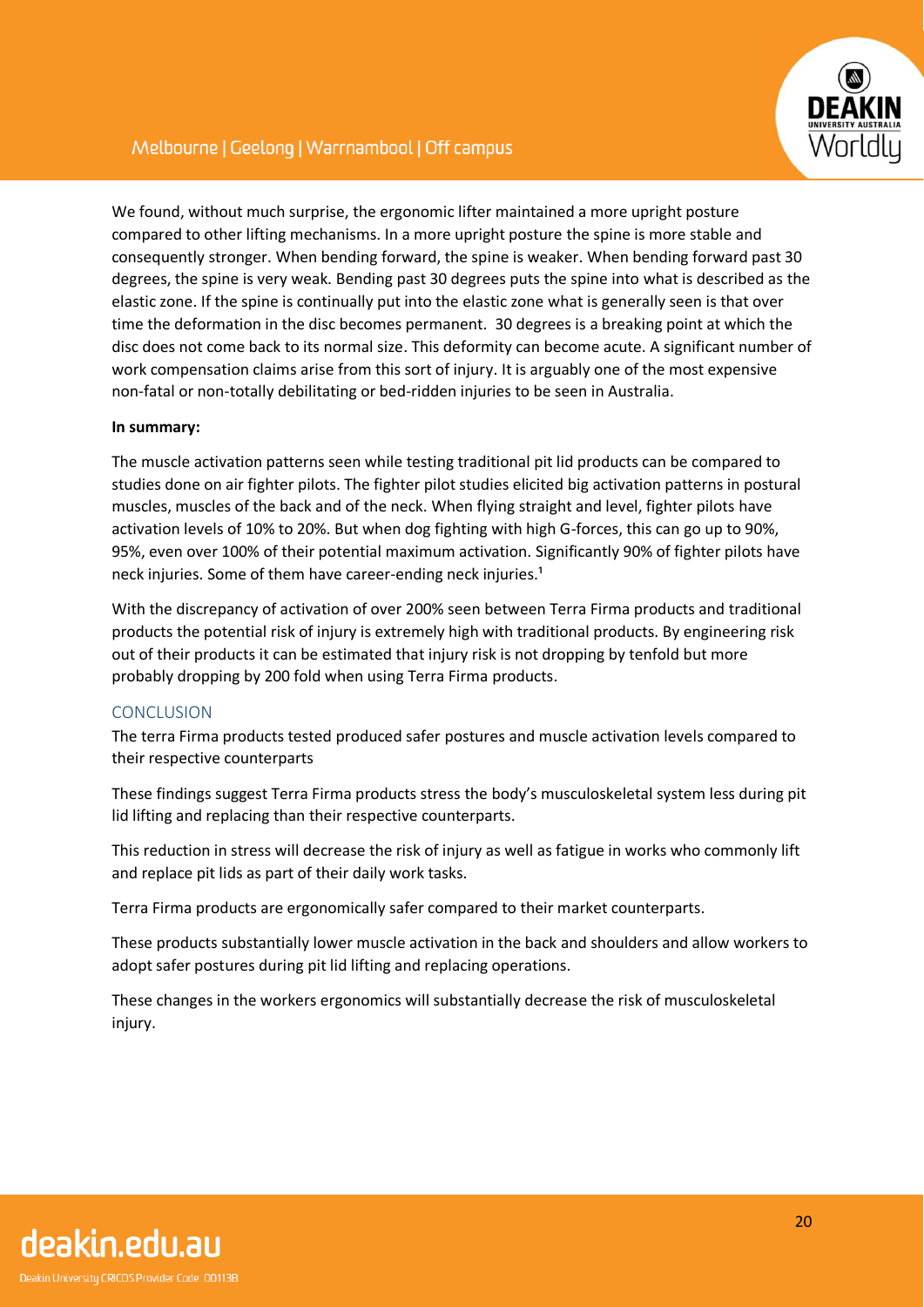We found, without much surprise, the ergonomic lifter maintained a more upright posture compared to other lifting mechanisms. In a more upright posture the spine is more stable and consequently stronger. When bending forward, the spine is weaker. When bending forward past 30 degrees, the spine is very weak. Bending past 30 degrees puts the spine into what is described as the elastic zone. If the spine is continually put into the elastic zone what is generally seen is that over time the deformation in the disc becomes permanent.  30 degrees is a breaking point at which the disc does not come back to its normal size. This deformity can become acute. A significant number of work compensation claims arise from this sort of injury. It is arguably one of the most expensive non-fatal or non-totally debilitating or bed-ridden injuries to be seen in Australia.

**In summary:**

The muscle activation patterns seen while testing traditional pit lid products can be compared to studies done on air fighter pilots. The fighter pilot studies elicited big activation patterns in postural muscles, muscles of the back and of the neck. When flying straight and level, fighter pilots have activation levels of 10% to 20%. But when dog fighting with high G-forces, this can go up to 90%, 95%, even over 100% of their potential maximum activation. Significantly 90% of fighter pilots have neck injuries. Some of them have career-ending neck injuries.[1]

With the discrepancy of activation of over 200% seen between Terra Firma products and traditional products the potential risk of injury is extremely high with traditional products. By engineering risk out of their products it can be estimated that injury risk is not dropping by tenfold but more probably dropping by 200 fold when using Terra Firma products.

## CONCLUSION

The terra Firma products tested produced safer postures and muscle activation levels compared to their respective counterparts

These findings suggest Terra Firma products stress the body's musculoskeletal system less during pit lid lifting and replacing than their respective counterparts.

This reduction in stress will decrease the risk of injury as well as fatigue in works who commonly lift and replace pit lids as part of their daily work tasks.

Terra Firma products are ergonomically safer compared to their market counterparts.

These products substantially lower muscle activation in the back and shoulders and allow workers to adopt safer postures during pit lid lifting and replacing operations.

These changes in the workers ergonomics will substantially decrease the risk of musculoskeletal injury.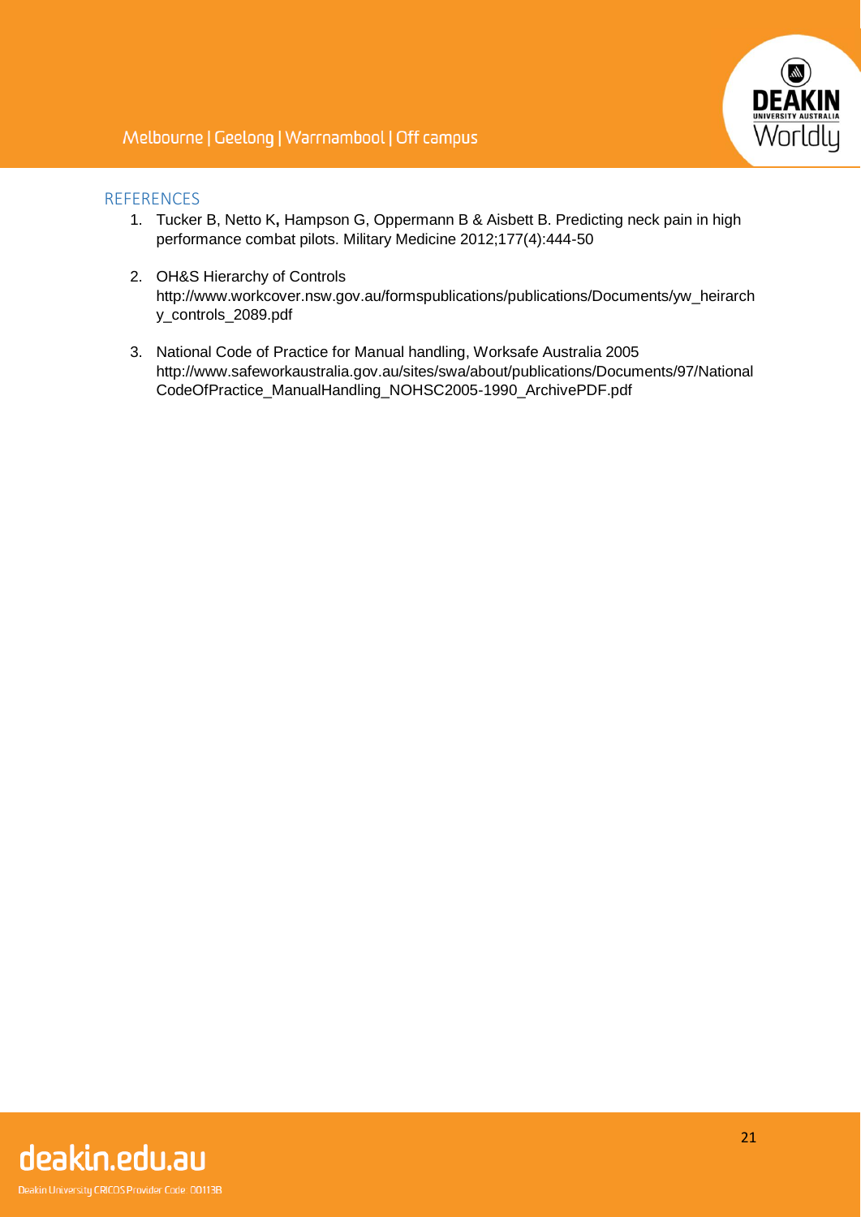## REFERENCES

1. Tucker B, Netto K, Hampson G, Oppermann B & Aisbett B. Predicting neck pain in high performance combat pilots. Military Medicine 2012;177(4):444-50

2. OH&S Hierarchy of Controls http://www.workcover.nsw.gov.au/formspublications/publications/Documents/yw_heirarchy_controls_2089.pdf

3. National Code of Practice for Manual handling, Worksafe Australia 2005 http://www.safeworkaustralia.gov.au/sites/swa/about/publications/Documents/97/NationalCodeOfPractice_ManualHandling_NOHSC2005-1990_ArchivePDF.pdf